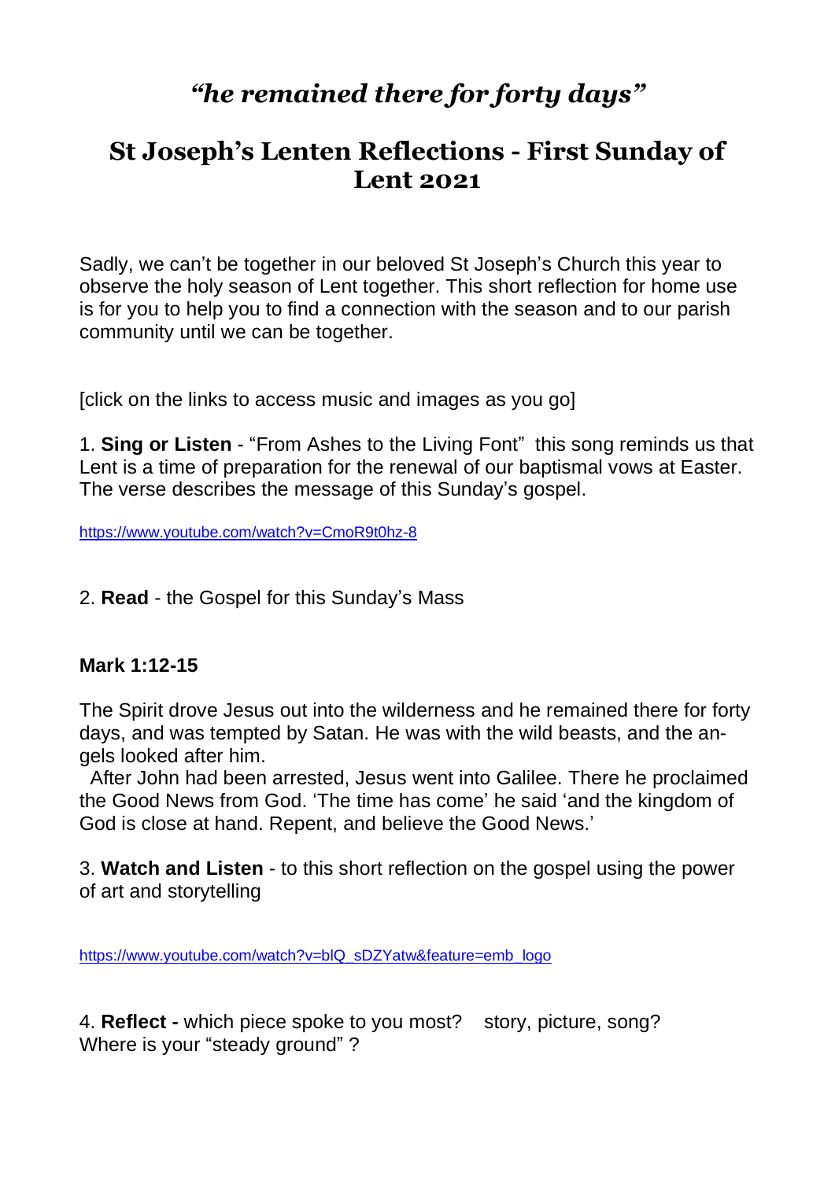# *"he remained there for forty days"*

## St Joseph's Lenten Reflections - First Sunday of Lent 2021

Sadly, we can't be together in our beloved St Joseph's Church this year to observe the holy season of Lent together. This short reflection for home use is for you to help you to find a connection with the season and to our parish community until we can be together.

[click on the links to access music and images as you go]

1. **Sing or Listen** - "From Ashes to the Living Font" this song reminds us that Lent is a time of preparation for the renewal of our baptismal vows at Easter. The verse describes the message of this Sunday's gospel.

https://www.youtube.com/watch?v=CmoR9t0hz-8

2. **Read** - the Gospel for this Sunday's Mass

**Mark 1:12-15**

The Spirit drove Jesus out into the wilderness and he remained there for forty days, and was tempted by Satan. He was with the wild beasts, and the angels looked after him.

After John had been arrested, Jesus went into Galilee. There he proclaimed the Good News from God. 'The time has come' he said 'and the kingdom of God is close at hand. Repent, and believe the Good News.'

3. **Watch and Listen** - to this short reflection on the gospel using the power of art and storytelling

https://www.youtube.com/watch?v=blQ_sDZYatw&feature=emb_logo

4. **Reflect -** which piece spoke to you most? story, picture, song? Where is your "steady ground" ?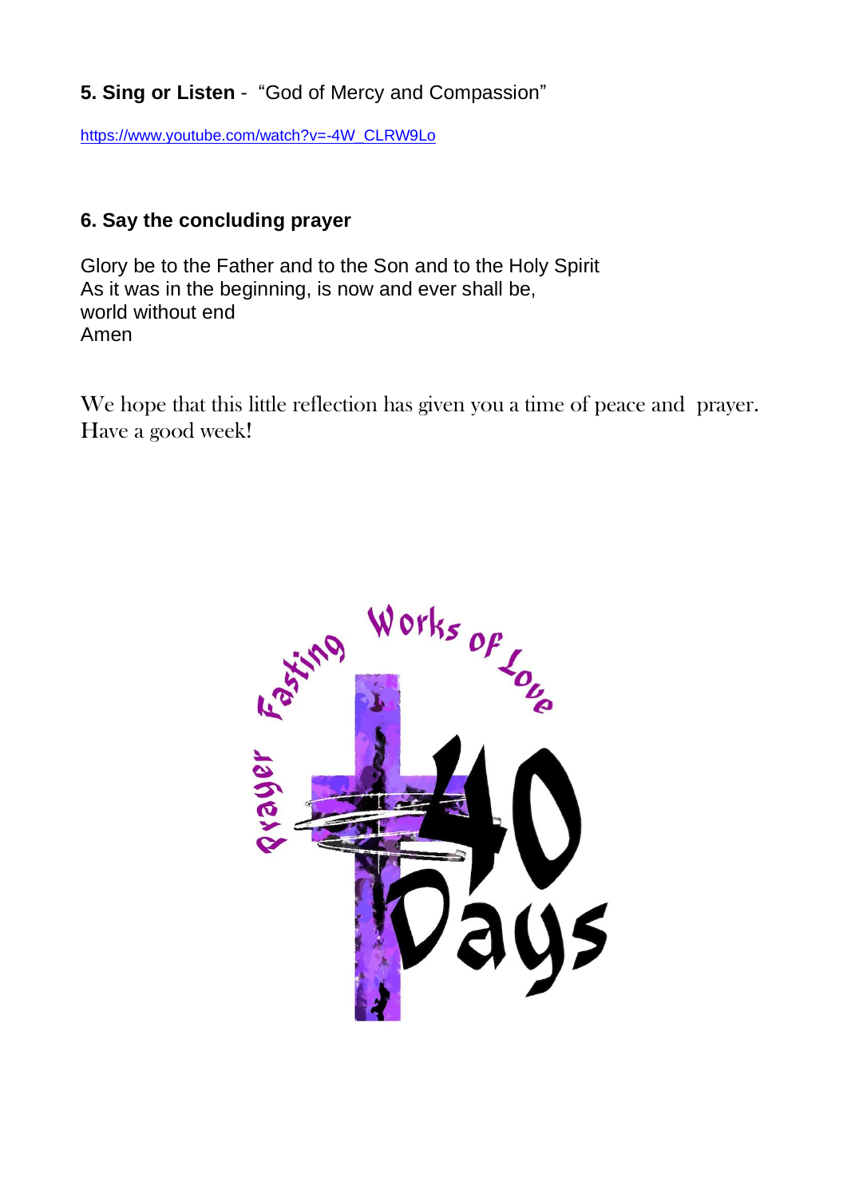**5. Sing or Listen** - “God of Mercy and Compassion”

https://www.youtube.com/watch?v=-4W_CLRW9Lo

**6. Say the concluding prayer**

Glory be to the Father and to the Son and to the Holy Spirit
As it was in the beginning, is now and ever shall be,
world without end
Amen

We hope that this little reflection has given you a time of peace and prayer. Have a good week!

Fasting Works of Love
Prayer
40 Days